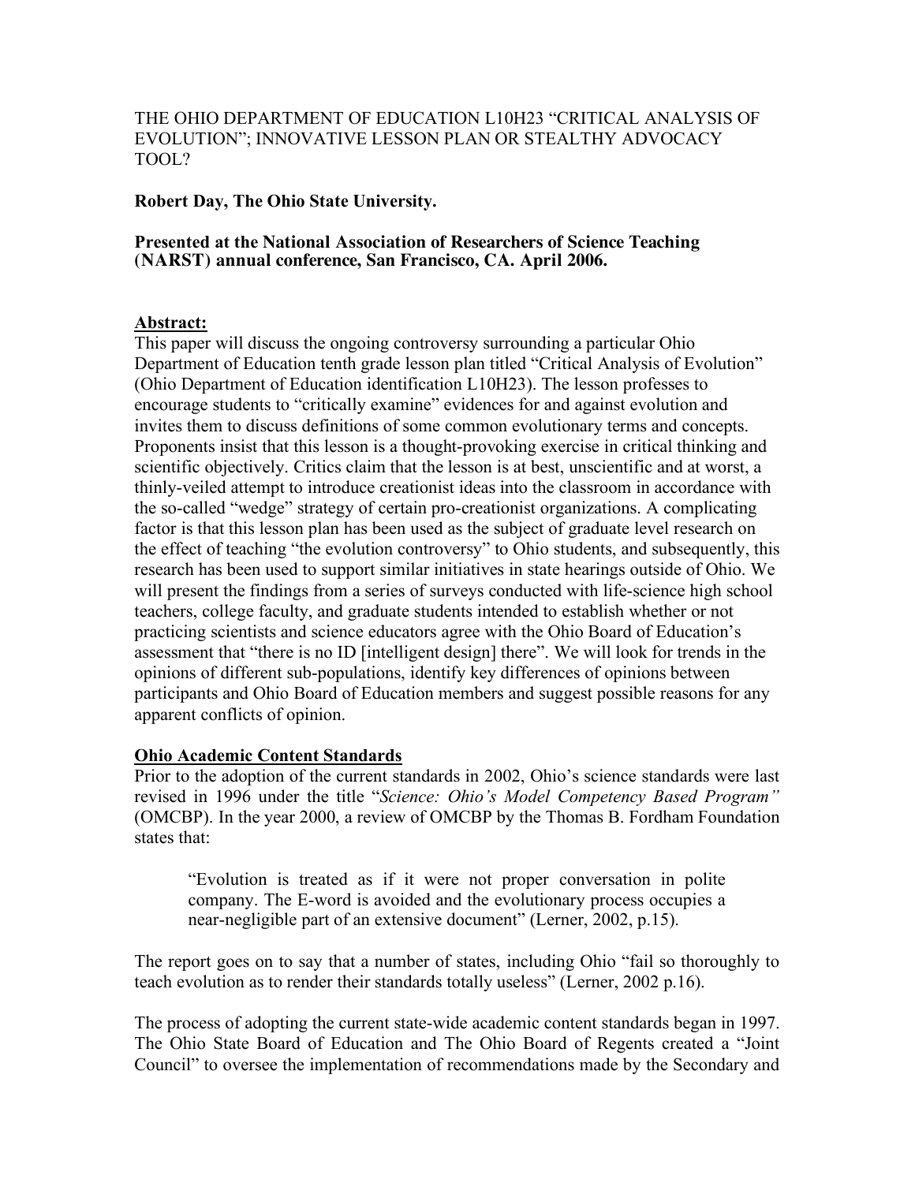# THE OHIO DEPARTMENT OF EDUCATION L10H23 "CRITICAL ANALYSIS OF EVOLUTION"; INNOVATIVE LESSON PLAN OR STEALTHY ADVOCACY TOOL?

**Robert Day, The Ohio State University.**

**Presented at the National Association of Researchers of Science Teaching (NARST) annual conference, San Francisco, CA. April 2006.**

## Abstract:

This paper will discuss the ongoing controversy surrounding a particular Ohio Department of Education tenth grade lesson plan titled "Critical Analysis of Evolution" (Ohio Department of Education identification L10H23). The lesson professes to encourage students to "critically examine" evidences for and against evolution and invites them to discuss definitions of some common evolutionary terms and concepts. Proponents insist that this lesson is a thought-provoking exercise in critical thinking and scientific objectively. Critics claim that the lesson is at best, unscientific and at worst, a thinly-veiled attempt to introduce creationist ideas into the classroom in accordance with the so-called "wedge" strategy of certain pro-creationist organizations. A complicating factor is that this lesson plan has been used as the subject of graduate level research on the effect of teaching "the evolution controversy" to Ohio students, and subsequently, this research has been used to support similar initiatives in state hearings outside of Ohio. We will present the findings from a series of surveys conducted with life-science high school teachers, college faculty, and graduate students intended to establish whether or not practicing scientists and science educators agree with the Ohio Board of Education's assessment that "there is no ID [intelligent design] there". We will look for trends in the opinions of different sub-populations, identify key differences of opinions between participants and Ohio Board of Education members and suggest possible reasons for any apparent conflicts of opinion.

## Ohio Academic Content Standards

Prior to the adoption of the current standards in 2002, Ohio's science standards were last revised in 1996 under the title "*Science: Ohio's Model Competency Based Program"* (OMCBP). In the year 2000, a review of OMCBP by the Thomas B. Fordham Foundation states that:

> "Evolution is treated as if it were not proper conversation in polite company. The E-word is avoided and the evolutionary process occupies a near-negligible part of an extensive document" (Lerner, 2002, p.15).

The report goes on to say that a number of states, including Ohio "fail so thoroughly to teach evolution as to render their standards totally useless" (Lerner, 2002 p.16).

The process of adopting the current state-wide academic content standards began in 1997. The Ohio State Board of Education and The Ohio Board of Regents created a "Joint Council" to oversee the implementation of recommendations made by the Secondary and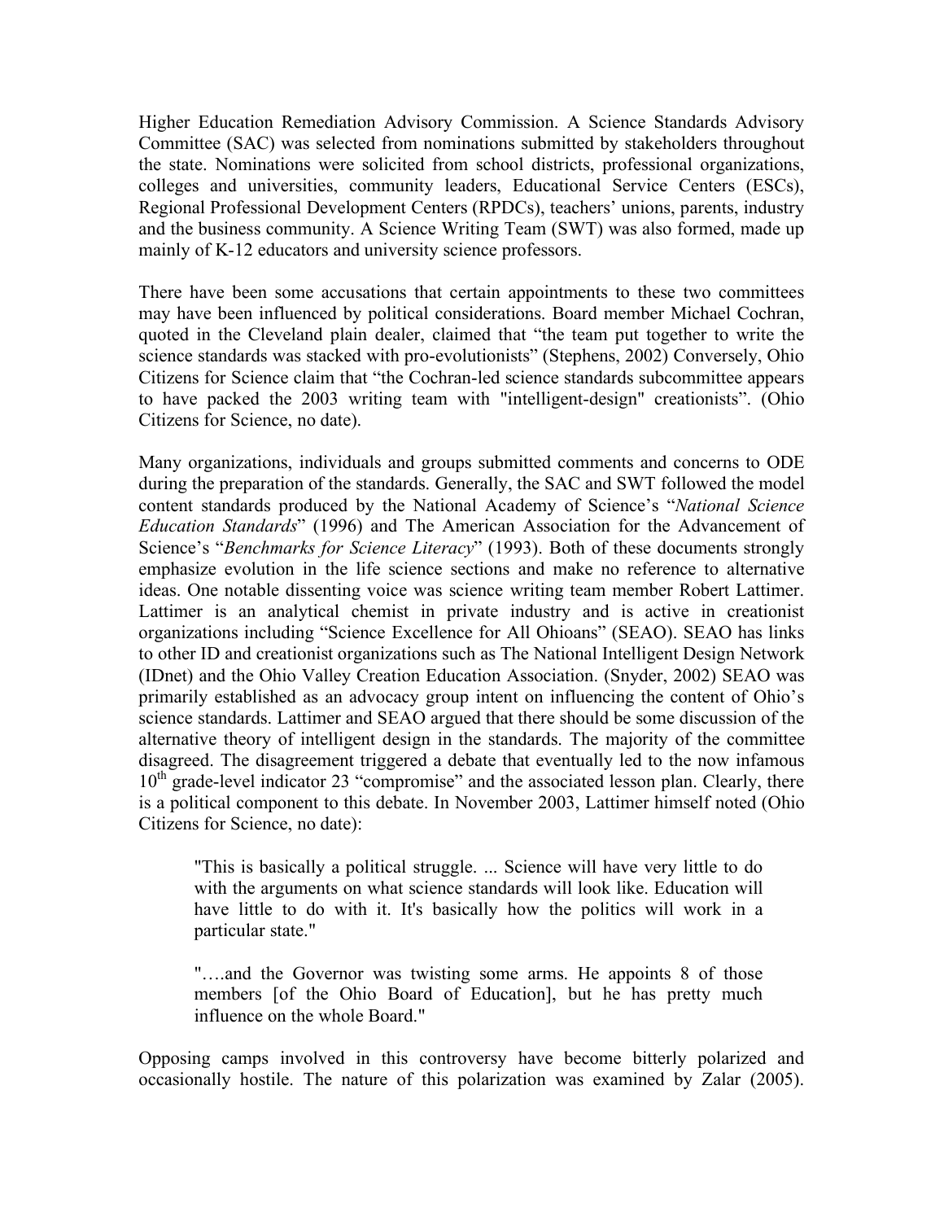Higher Education Remediation Advisory Commission. A Science Standards Advisory Committee (SAC) was selected from nominations submitted by stakeholders throughout the state. Nominations were solicited from school districts, professional organizations, colleges and universities, community leaders, Educational Service Centers (ESCs), Regional Professional Development Centers (RPDCs), teachers' unions, parents, industry and the business community. A Science Writing Team (SWT) was also formed, made up mainly of K-12 educators and university science professors.

There have been some accusations that certain appointments to these two committees may have been influenced by political considerations. Board member Michael Cochran, quoted in the Cleveland plain dealer, claimed that "the team put together to write the science standards was stacked with pro-evolutionists" (Stephens, 2002) Conversely, Ohio Citizens for Science claim that "the Cochran-led science standards subcommittee appears to have packed the 2003 writing team with "intelligent-design" creationists". (Ohio Citizens for Science, no date).

Many organizations, individuals and groups submitted comments and concerns to ODE during the preparation of the standards. Generally, the SAC and SWT followed the model content standards produced by the National Academy of Science's "*National Science Education Standards*" (1996) and The American Association for the Advancement of Science's "*Benchmarks for Science Literacy*" (1993). Both of these documents strongly emphasize evolution in the life science sections and make no reference to alternative ideas. One notable dissenting voice was science writing team member Robert Lattimer. Lattimer is an analytical chemist in private industry and is active in creationist organizations including "Science Excellence for All Ohioans" (SEAO). SEAO has links to other ID and creationist organizations such as The National Intelligent Design Network (IDnet) and the Ohio Valley Creation Education Association. (Snyder, 2002) SEAO was primarily established as an advocacy group intent on influencing the content of Ohio's science standards. Lattimer and SEAO argued that there should be some discussion of the alternative theory of intelligent design in the standards. The majority of the committee disagreed. The disagreement triggered a debate that eventually led to the now infamous 10th grade-level indicator 23 "compromise" and the associated lesson plan. Clearly, there is a political component to this debate. In November 2003, Lattimer himself noted (Ohio Citizens for Science, no date):

> "This is basically a political struggle. ... Science will have very little to do with the arguments on what science standards will look like. Education will have little to do with it. It's basically how the politics will work in a particular state."
>
> "….and the Governor was twisting some arms. He appoints 8 of those members [of the Ohio Board of Education], but he has pretty much influence on the whole Board."

Opposing camps involved in this controversy have become bitterly polarized and occasionally hostile. The nature of this polarization was examined by Zalar (2005).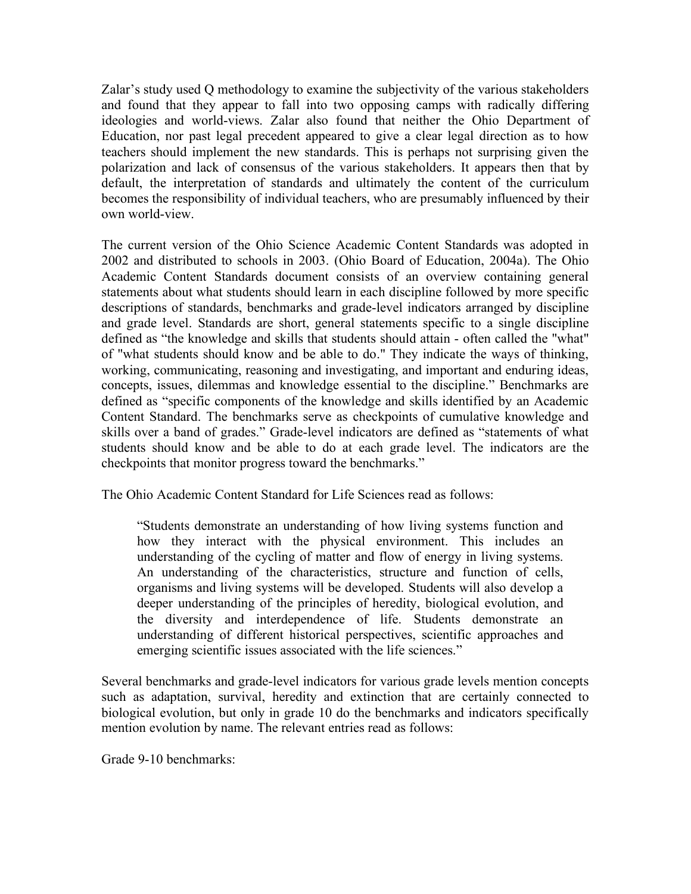Zalar's study used Q methodology to examine the subjectivity of the various stakeholders and found that they appear to fall into two opposing camps with radically differing ideologies and world-views. Zalar also found that neither the Ohio Department of Education, nor past legal precedent appeared to give a clear legal direction as to how teachers should implement the new standards. This is perhaps not surprising given the polarization and lack of consensus of the various stakeholders. It appears then that by default, the interpretation of standards and ultimately the content of the curriculum becomes the responsibility of individual teachers, who are presumably influenced by their own world-view.

The current version of the Ohio Science Academic Content Standards was adopted in 2002 and distributed to schools in 2003. (Ohio Board of Education, 2004a). The Ohio Academic Content Standards document consists of an overview containing general statements about what students should learn in each discipline followed by more specific descriptions of standards, benchmarks and grade-level indicators arranged by discipline and grade level. Standards are short, general statements specific to a single discipline defined as "the knowledge and skills that students should attain - often called the "what" of "what students should know and be able to do." They indicate the ways of thinking, working, communicating, reasoning and investigating, and important and enduring ideas, concepts, issues, dilemmas and knowledge essential to the discipline." Benchmarks are defined as "specific components of the knowledge and skills identified by an Academic Content Standard. The benchmarks serve as checkpoints of cumulative knowledge and skills over a band of grades." Grade-level indicators are defined as "statements of what students should know and be able to do at each grade level. The indicators are the checkpoints that monitor progress toward the benchmarks."

The Ohio Academic Content Standard for Life Sciences read as follows:

> "Students demonstrate an understanding of how living systems function and how they interact with the physical environment. This includes an understanding of the cycling of matter and flow of energy in living systems. An understanding of the characteristics, structure and function of cells, organisms and living systems will be developed. Students will also develop a deeper understanding of the principles of heredity, biological evolution, and the diversity and interdependence of life. Students demonstrate an understanding of different historical perspectives, scientific approaches and emerging scientific issues associated with the life sciences."

Several benchmarks and grade-level indicators for various grade levels mention concepts such as adaptation, survival, heredity and extinction that are certainly connected to biological evolution, but only in grade 10 do the benchmarks and indicators specifically mention evolution by name. The relevant entries read as follows:

Grade 9-10 benchmarks: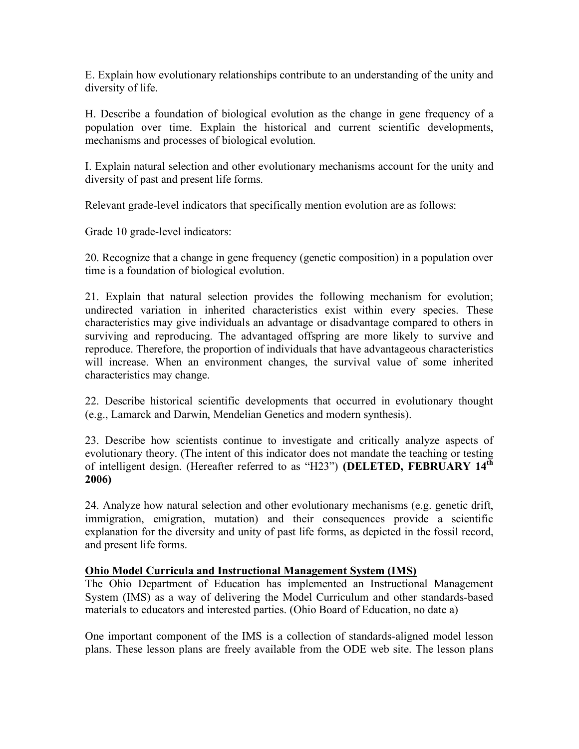E. Explain how evolutionary relationships contribute to an understanding of the unity and diversity of life.

H. Describe a foundation of biological evolution as the change in gene frequency of a population over time. Explain the historical and current scientific developments, mechanisms and processes of biological evolution.

I. Explain natural selection and other evolutionary mechanisms account for the unity and diversity of past and present life forms.

Relevant grade-level indicators that specifically mention evolution are as follows:

Grade 10 grade-level indicators:

20. Recognize that a change in gene frequency (genetic composition) in a population over time is a foundation of biological evolution.

21. Explain that natural selection provides the following mechanism for evolution; undirected variation in inherited characteristics exist within every species. These characteristics may give individuals an advantage or disadvantage compared to others in surviving and reproducing. The advantaged offspring are more likely to survive and reproduce. Therefore, the proportion of individuals that have advantageous characteristics will increase. When an environment changes, the survival value of some inherited characteristics may change.

22. Describe historical scientific developments that occurred in evolutionary thought (e.g., Lamarck and Darwin, Mendelian Genetics and modern synthesis).

23. Describe how scientists continue to investigate and critically analyze aspects of evolutionary theory. (The intent of this indicator does not mandate the teaching or testing of intelligent design. (Hereafter referred to as "H23") **(DELETED, FEBRUARY 14th 2006)**

24. Analyze how natural selection and other evolutionary mechanisms (e.g. genetic drift, immigration, emigration, mutation) and their consequences provide a scientific explanation for the diversity and unity of past life forms, as depicted in the fossil record, and present life forms.

**Ohio Model Curricula and Instructional Management System (IMS)**

The Ohio Department of Education has implemented an Instructional Management System (IMS) as a way of delivering the Model Curriculum and other standards-based materials to educators and interested parties. (Ohio Board of Education, no date a)

One important component of the IMS is a collection of standards-aligned model lesson plans. These lesson plans are freely available from the ODE web site. The lesson plans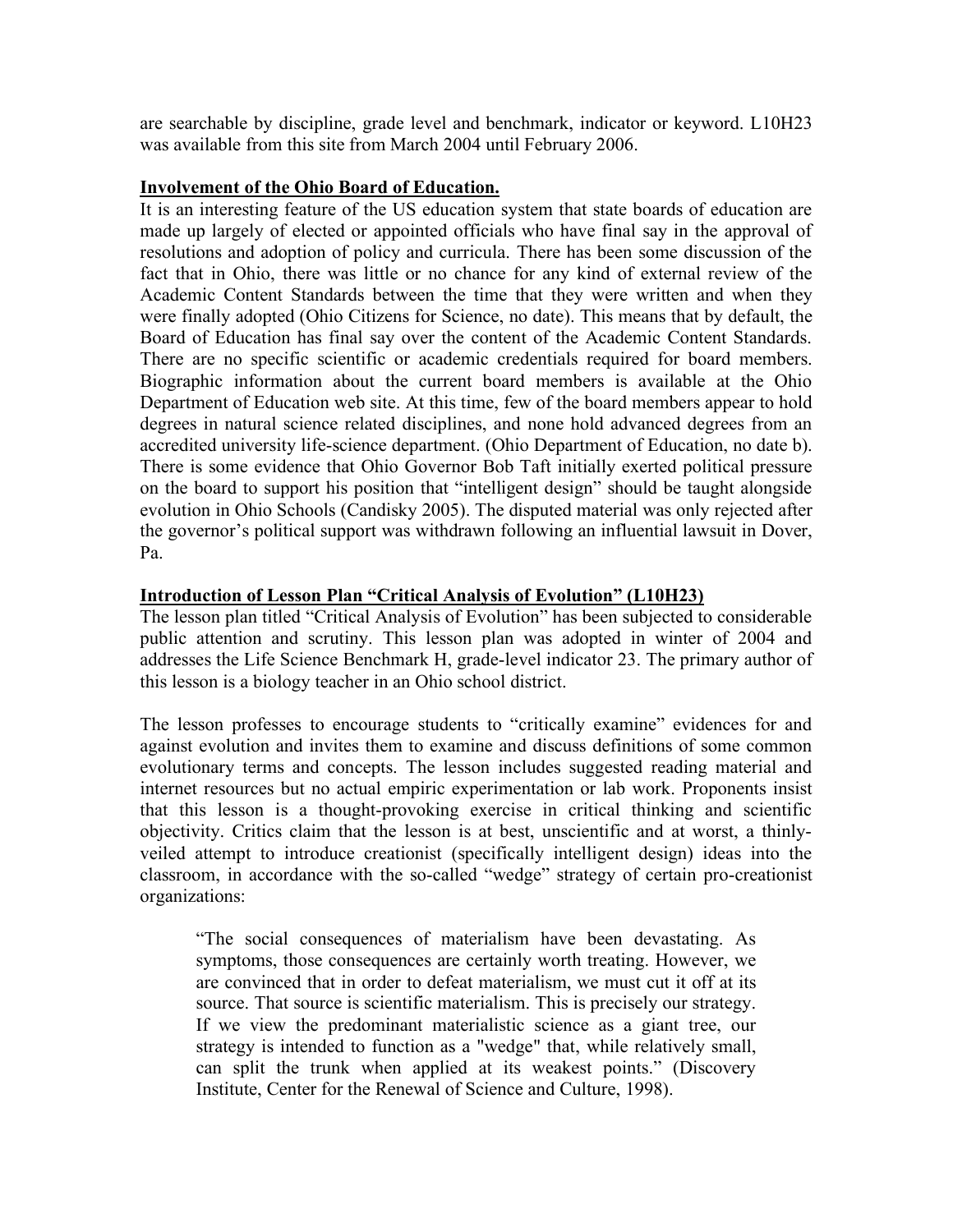are searchable by discipline, grade level and benchmark, indicator or keyword. L10H23 was available from this site from March 2004 until February 2006.

## Involvement of the Ohio Board of Education.

It is an interesting feature of the US education system that state boards of education are made up largely of elected or appointed officials who have final say in the approval of resolutions and adoption of policy and curricula. There has been some discussion of the fact that in Ohio, there was little or no chance for any kind of external review of the Academic Content Standards between the time that they were written and when they were finally adopted (Ohio Citizens for Science, no date). This means that by default, the Board of Education has final say over the content of the Academic Content Standards. There are no specific scientific or academic credentials required for board members. Biographic information about the current board members is available at the Ohio Department of Education web site. At this time, few of the board members appear to hold degrees in natural science related disciplines, and none hold advanced degrees from an accredited university life-science department. (Ohio Department of Education, no date b). There is some evidence that Ohio Governor Bob Taft initially exerted political pressure on the board to support his position that "intelligent design" should be taught alongside evolution in Ohio Schools (Candisky 2005). The disputed material was only rejected after the governor's political support was withdrawn following an influential lawsuit in Dover, Pa.

## Introduction of Lesson Plan "Critical Analysis of Evolution" (L10H23)

The lesson plan titled "Critical Analysis of Evolution" has been subjected to considerable public attention and scrutiny. This lesson plan was adopted in winter of 2004 and addresses the Life Science Benchmark H, grade-level indicator 23. The primary author of this lesson is a biology teacher in an Ohio school district.

The lesson professes to encourage students to "critically examine" evidences for and against evolution and invites them to examine and discuss definitions of some common evolutionary terms and concepts. The lesson includes suggested reading material and internet resources but no actual empiric experimentation or lab work. Proponents insist that this lesson is a thought-provoking exercise in critical thinking and scientific objectivity. Critics claim that the lesson is at best, unscientific and at worst, a thinly-veiled attempt to introduce creationist (specifically intelligent design) ideas into the classroom, in accordance with the so-called "wedge" strategy of certain pro-creationist organizations:

> "The social consequences of materialism have been devastating. As symptoms, those consequences are certainly worth treating. However, we are convinced that in order to defeat materialism, we must cut it off at its source. That source is scientific materialism. This is precisely our strategy. If we view the predominant materialistic science as a giant tree, our strategy is intended to function as a "wedge" that, while relatively small, can split the trunk when applied at its weakest points." (Discovery Institute, Center for the Renewal of Science and Culture, 1998).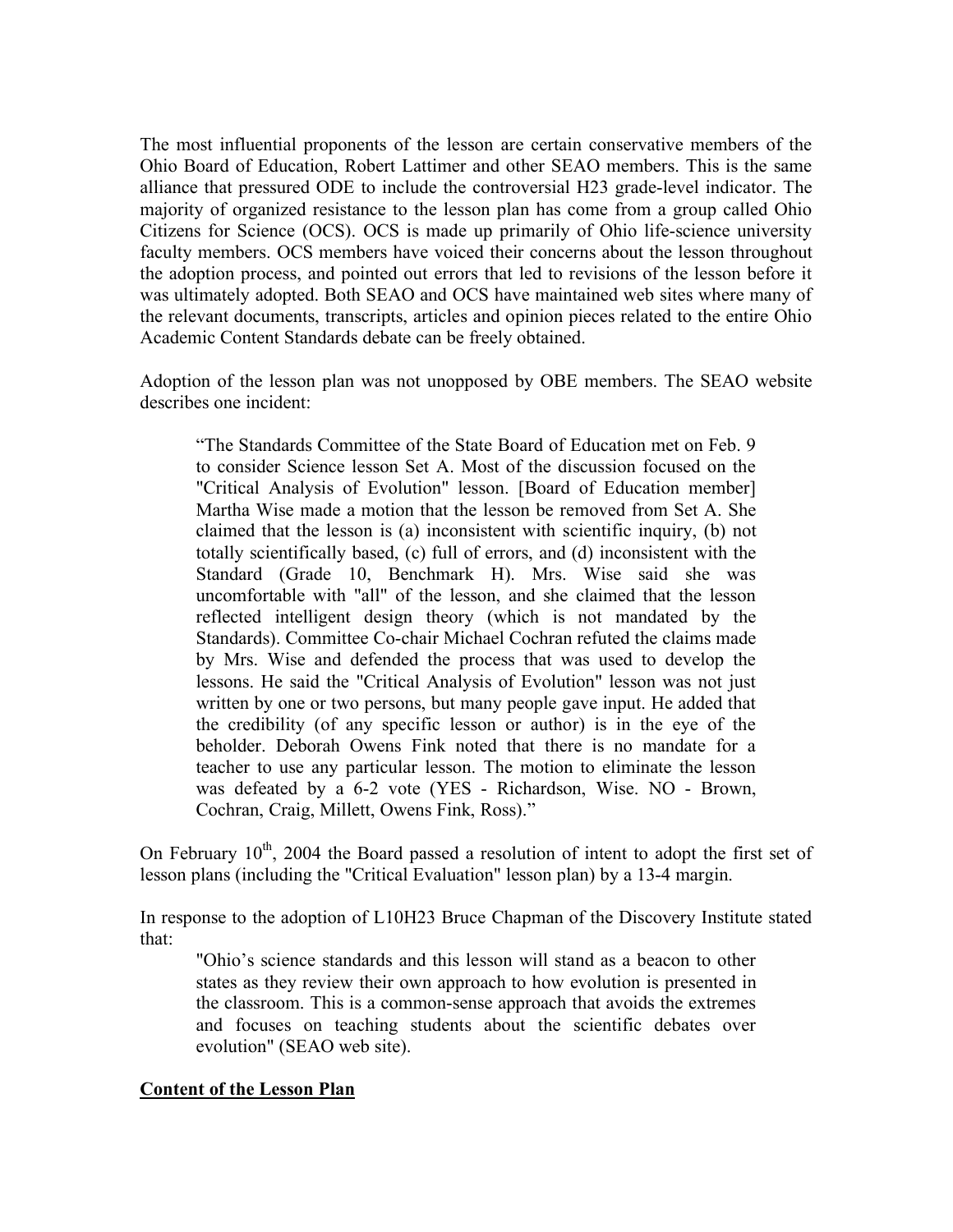The most influential proponents of the lesson are certain conservative members of the Ohio Board of Education, Robert Lattimer and other SEAO members. This is the same alliance that pressured ODE to include the controversial H23 grade-level indicator. The majority of organized resistance to the lesson plan has come from a group called Ohio Citizens for Science (OCS). OCS is made up primarily of Ohio life-science university faculty members. OCS members have voiced their concerns about the lesson throughout the adoption process, and pointed out errors that led to revisions of the lesson before it was ultimately adopted. Both SEAO and OCS have maintained web sites where many of the relevant documents, transcripts, articles and opinion pieces related to the entire Ohio Academic Content Standards debate can be freely obtained.

Adoption of the lesson plan was not unopposed by OBE members. The SEAO website describes one incident:

> "The Standards Committee of the State Board of Education met on Feb. 9 to consider Science lesson Set A. Most of the discussion focused on the "Critical Analysis of Evolution" lesson. [Board of Education member] Martha Wise made a motion that the lesson be removed from Set A. She claimed that the lesson is (a) inconsistent with scientific inquiry, (b) not totally scientifically based, (c) full of errors, and (d) inconsistent with the Standard (Grade 10, Benchmark H). Mrs. Wise said she was uncomfortable with "all" of the lesson, and she claimed that the lesson reflected intelligent design theory (which is not mandated by the Standards). Committee Co-chair Michael Cochran refuted the claims made by Mrs. Wise and defended the process that was used to develop the lessons. He said the "Critical Analysis of Evolution" lesson was not just written by one or two persons, but many people gave input. He added that the credibility (of any specific lesson or author) is in the eye of the beholder. Deborah Owens Fink noted that there is no mandate for a teacher to use any particular lesson. The motion to eliminate the lesson was defeated by a 6-2 vote (YES - Richardson, Wise. NO - Brown, Cochran, Craig, Millett, Owens Fink, Ross)."

On February 10th, 2004 the Board passed a resolution of intent to adopt the first set of lesson plans (including the "Critical Evaluation" lesson plan) by a 13-4 margin.

In response to the adoption of L10H23 Bruce Chapman of the Discovery Institute stated that:

> "Ohio's science standards and this lesson will stand as a beacon to other states as they review their own approach to how evolution is presented in the classroom. This is a common-sense approach that avoids the extremes and focuses on teaching students about the scientific debates over evolution" (SEAO web site).

**Content of the Lesson Plan**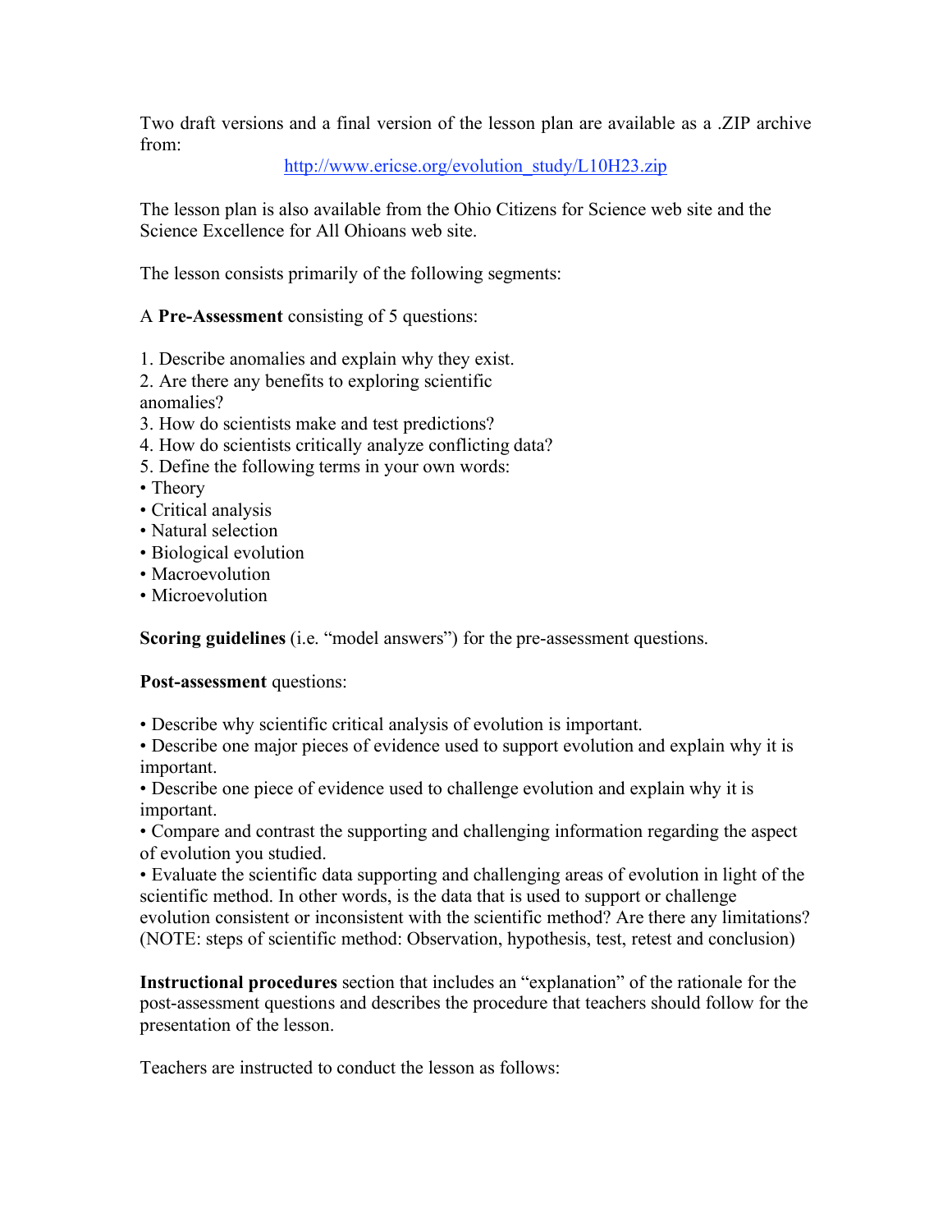Two draft versions and a final version of the lesson plan are available as a .ZIP archive from:

http://www.ericse.org/evolution_study/L10H23.zip

The lesson plan is also available from the Ohio Citizens for Science web site and the Science Excellence for All Ohioans web site.

The lesson consists primarily of the following segments:

A **Pre-Assessment** consisting of 5 questions:

1. Describe anomalies and explain why they exist.
2. Are there any benefits to exploring scientific anomalies?
3. How do scientists make and test predictions?
4. How do scientists critically analyze conflicting data?
5. Define the following terms in your own words:

- Theory
- Critical analysis
- Natural selection
- Biological evolution
- Macroevolution
- Microevolution

**Scoring guidelines** (i.e. "model answers") for the pre-assessment questions.

**Post-assessment** questions:

- Describe why scientific critical analysis of evolution is important.
- Describe one major pieces of evidence used to support evolution and explain why it is important.
- Describe one piece of evidence used to challenge evolution and explain why it is important.
- Compare and contrast the supporting and challenging information regarding the aspect of evolution you studied.
- Evaluate the scientific data supporting and challenging areas of evolution in light of the scientific method. In other words, is the data that is used to support or challenge evolution consistent or inconsistent with the scientific method? Are there any limitations? (NOTE: steps of scientific method: Observation, hypothesis, test, retest and conclusion)

**Instructional procedures** section that includes an "explanation" of the rationale for the post-assessment questions and describes the procedure that teachers should follow for the presentation of the lesson.

Teachers are instructed to conduct the lesson as follows: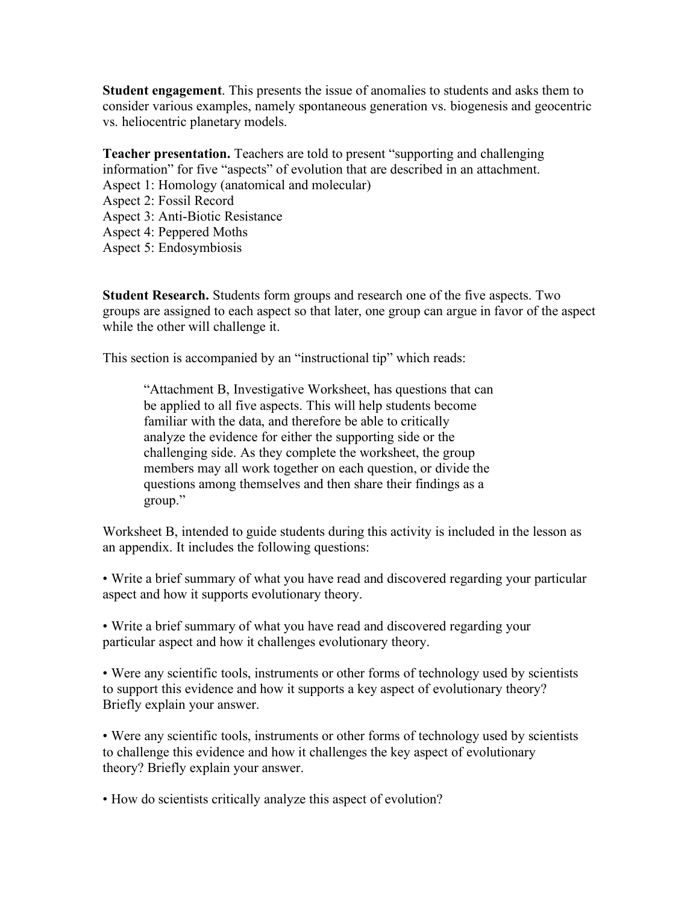**Student engagement**. This presents the issue of anomalies to students and asks them to consider various examples, namely spontaneous generation vs. biogenesis and geocentric vs. heliocentric planetary models.

**Teacher presentation.** Teachers are told to present "supporting and challenging information" for five "aspects" of evolution that are described in an attachment.
Aspect 1: Homology (anatomical and molecular)
Aspect 2: Fossil Record
Aspect 3: Anti-Biotic Resistance
Aspect 4: Peppered Moths
Aspect 5: Endosymbiosis

**Student Research.** Students form groups and research one of the five aspects. Two groups are assigned to each aspect so that later, one group can argue in favor of the aspect while the other will challenge it.

This section is accompanied by an "instructional tip" which reads:

> "Attachment B, Investigative Worksheet, has questions that can be applied to all five aspects. This will help students become familiar with the data, and therefore be able to critically analyze the evidence for either the supporting side or the challenging side. As they complete the worksheet, the group members may all work together on each question, or divide the questions among themselves and then share their findings as a group."

Worksheet B, intended to guide students during this activity is included in the lesson as an appendix. It includes the following questions:

- Write a brief summary of what you have read and discovered regarding your particular aspect and how it supports evolutionary theory.

- Write a brief summary of what you have read and discovered regarding your particular aspect and how it challenges evolutionary theory.

- Were any scientific tools, instruments or other forms of technology used by scientists to support this evidence and how it supports a key aspect of evolutionary theory? Briefly explain your answer.

- Were any scientific tools, instruments or other forms of technology used by scientists to challenge this evidence and how it challenges the key aspect of evolutionary theory? Briefly explain your answer.

- How do scientists critically analyze this aspect of evolution?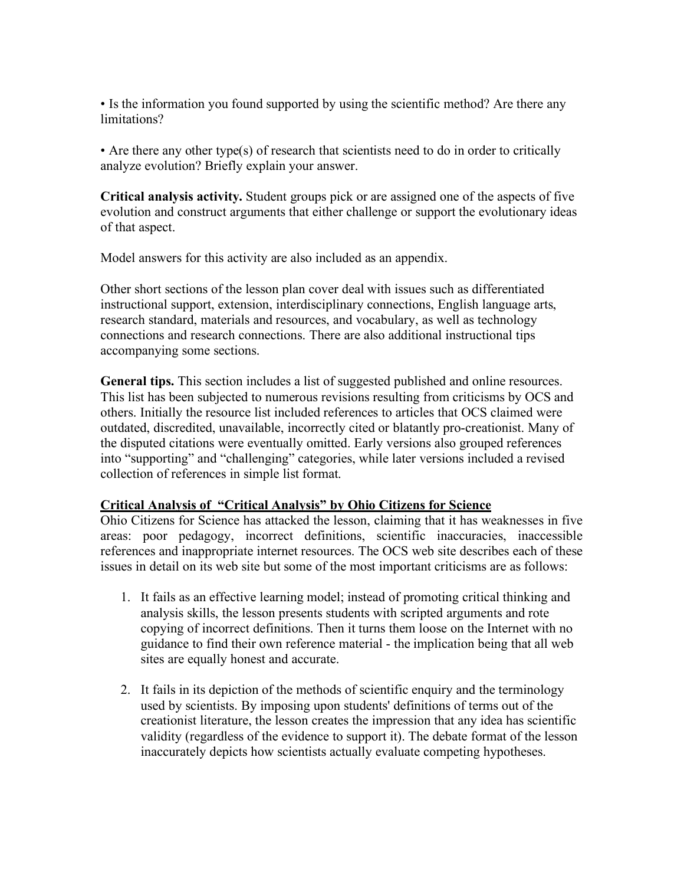• Is the information you found supported by using the scientific method? Are there any limitations?

• Are there any other type(s) of research that scientists need to do in order to critically analyze evolution? Briefly explain your answer.

**Critical analysis activity.** Student groups pick or are assigned one of the aspects of five evolution and construct arguments that either challenge or support the evolutionary ideas of that aspect.

Model answers for this activity are also included as an appendix.

Other short sections of the lesson plan cover deal with issues such as differentiated instructional support, extension, interdisciplinary connections, English language arts, research standard, materials and resources, and vocabulary, as well as technology connections and research connections. There are also additional instructional tips accompanying some sections.

**General tips.** This section includes a list of suggested published and online resources. This list has been subjected to numerous revisions resulting from criticisms by OCS and others. Initially the resource list included references to articles that OCS claimed were outdated, discredited, unavailable, incorrectly cited or blatantly pro-creationist. Many of the disputed citations were eventually omitted. Early versions also grouped references into "supporting" and "challenging" categories, while later versions included a revised collection of references in simple list format.

**Critical Analysis of "Critical Analysis" by Ohio Citizens for Science**

Ohio Citizens for Science has attacked the lesson, claiming that it has weaknesses in five areas: poor pedagogy, incorrect definitions, scientific inaccuracies, inaccessible references and inappropriate internet resources. The OCS web site describes each of these issues in detail on its web site but some of the most important criticisms are as follows:

1. It fails as an effective learning model; instead of promoting critical thinking and analysis skills, the lesson presents students with scripted arguments and rote copying of incorrect definitions. Then it turns them loose on the Internet with no guidance to find their own reference material - the implication being that all web sites are equally honest and accurate.

2. It fails in its depiction of the methods of scientific enquiry and the terminology used by scientists. By imposing upon students' definitions of terms out of the creationist literature, the lesson creates the impression that any idea has scientific validity (regardless of the evidence to support it). The debate format of the lesson inaccurately depicts how scientists actually evaluate competing hypotheses.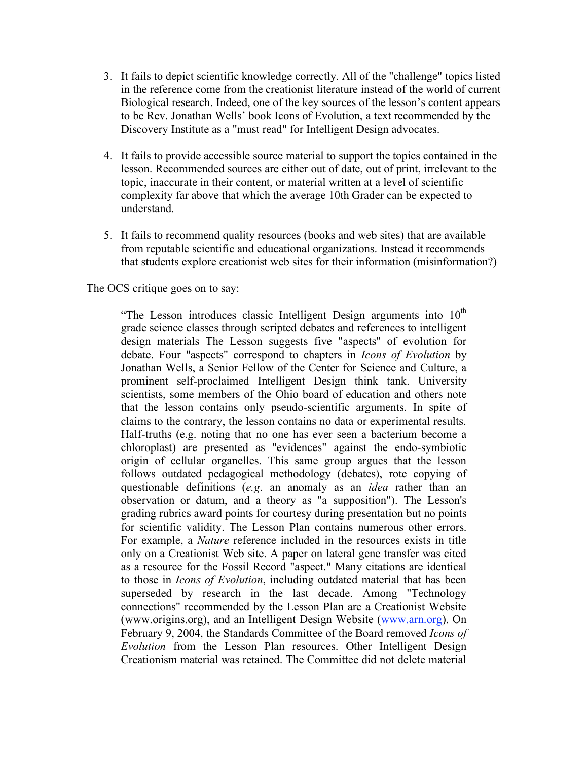3. It fails to depict scientific knowledge correctly. All of the "challenge" topics listed in the reference come from the creationist literature instead of the world of current Biological research. Indeed, one of the key sources of the lesson's content appears to be Rev. Jonathan Wells' book Icons of Evolution, a text recommended by the Discovery Institute as a "must read" for Intelligent Design advocates.

4. It fails to provide accessible source material to support the topics contained in the lesson. Recommended sources are either out of date, out of print, irrelevant to the topic, inaccurate in their content, or material written at a level of scientific complexity far above that which the average 10th Grader can be expected to understand.

5. It fails to recommend quality resources (books and web sites) that are available from reputable scientific and educational organizations. Instead it recommends that students explore creationist web sites for their information (misinformation?)

The OCS critique goes on to say:

> "The Lesson introduces classic Intelligent Design arguments into 10th grade science classes through scripted debates and references to intelligent design materials The Lesson suggests five "aspects" of evolution for debate. Four "aspects" correspond to chapters in *Icons of Evolution* by Jonathan Wells, a Senior Fellow of the Center for Science and Culture, a prominent self-proclaimed Intelligent Design think tank. University scientists, some members of the Ohio board of education and others note that the lesson contains only pseudo-scientific arguments. In spite of claims to the contrary, the lesson contains no data or experimental results. Half-truths (e.g. noting that no one has ever seen a bacterium become a chloroplast) are presented as "evidences" against the endo-symbiotic origin of cellular organelles. This same group argues that the lesson follows outdated pedagogical methodology (debates), rote copying of questionable definitions (*e.g*. an anomaly as an *idea* rather than an observation or datum, and a theory as "a supposition"). The Lesson's grading rubrics award points for courtesy during presentation but no points for scientific validity. The Lesson Plan contains numerous other errors. For example, a *Nature* reference included in the resources exists in title only on a Creationist Web site. A paper on lateral gene transfer was cited as a resource for the Fossil Record "aspect." Many citations are identical to those in *Icons of Evolution*, including outdated material that has been superseded by research in the last decade. Among "Technology connections" recommended by the Lesson Plan are a Creationist Website (www.origins.org), and an Intelligent Design Website (www.arn.org). On February 9, 2004, the Standards Committee of the Board removed *Icons of Evolution* from the Lesson Plan resources. Other Intelligent Design Creationism material was retained. The Committee did not delete material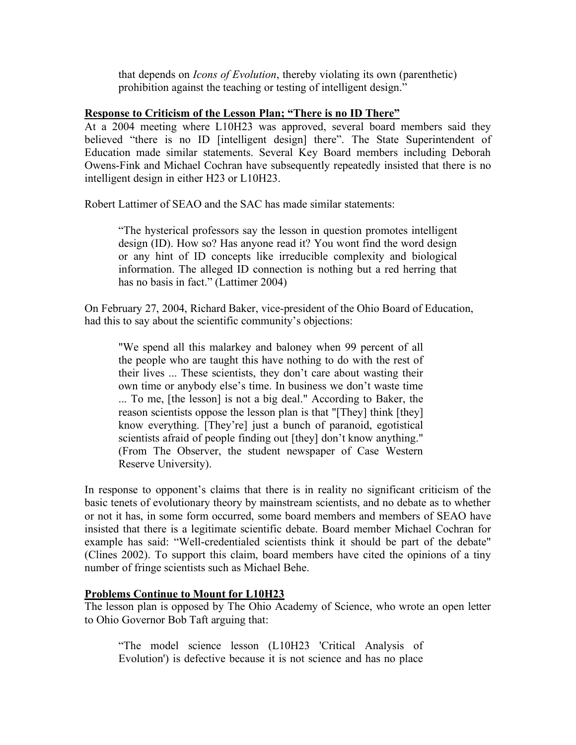> that depends on *Icons of Evolution*, thereby violating its own (parenthetic) prohibition against the teaching or testing of intelligent design."

**Response to Criticism of the Lesson Plan; "There is no ID There"**

At a 2004 meeting where L10H23 was approved, several board members said they believed "there is no ID [intelligent design] there". The State Superintendent of Education made similar statements. Several Key Board members including Deborah Owens-Fink and Michael Cochran have subsequently repeatedly insisted that there is no intelligent design in either H23 or L10H23.

Robert Lattimer of SEAO and the SAC has made similar statements:

> "The hysterical professors say the lesson in question promotes intelligent design (ID). How so? Has anyone read it? You wont find the word design or any hint of ID concepts like irreducible complexity and biological information. The alleged ID connection is nothing but a red herring that has no basis in fact." (Lattimer 2004)

On February 27, 2004, Richard Baker, vice-president of the Ohio Board of Education, had this to say about the scientific community's objections:

> "We spend all this malarkey and baloney when 99 percent of all the people who are taught this have nothing to do with the rest of their lives ... These scientists, they don't care about wasting their own time or anybody else's time. In business we don't waste time ... To me, [the lesson] is not a big deal." According to Baker, the reason scientists oppose the lesson plan is that "[They] think [they] know everything. [They're] just a bunch of paranoid, egotistical scientists afraid of people finding out [they] don't know anything." (From The Observer, the student newspaper of Case Western Reserve University).

In response to opponent's claims that there is in reality no significant criticism of the basic tenets of evolutionary theory by mainstream scientists, and no debate as to whether or not it has, in some form occurred, some board members and members of SEAO have insisted that there is a legitimate scientific debate. Board member Michael Cochran for example has said: "Well-credentialed scientists think it should be part of the debate" (Clines 2002). To support this claim, board members have cited the opinions of a tiny number of fringe scientists such as Michael Behe.

**Problems Continue to Mount for L10H23**

The lesson plan is opposed by The Ohio Academy of Science, who wrote an open letter to Ohio Governor Bob Taft arguing that:

> "The model science lesson (L10H23 'Critical Analysis of Evolution') is defective because it is not science and has no place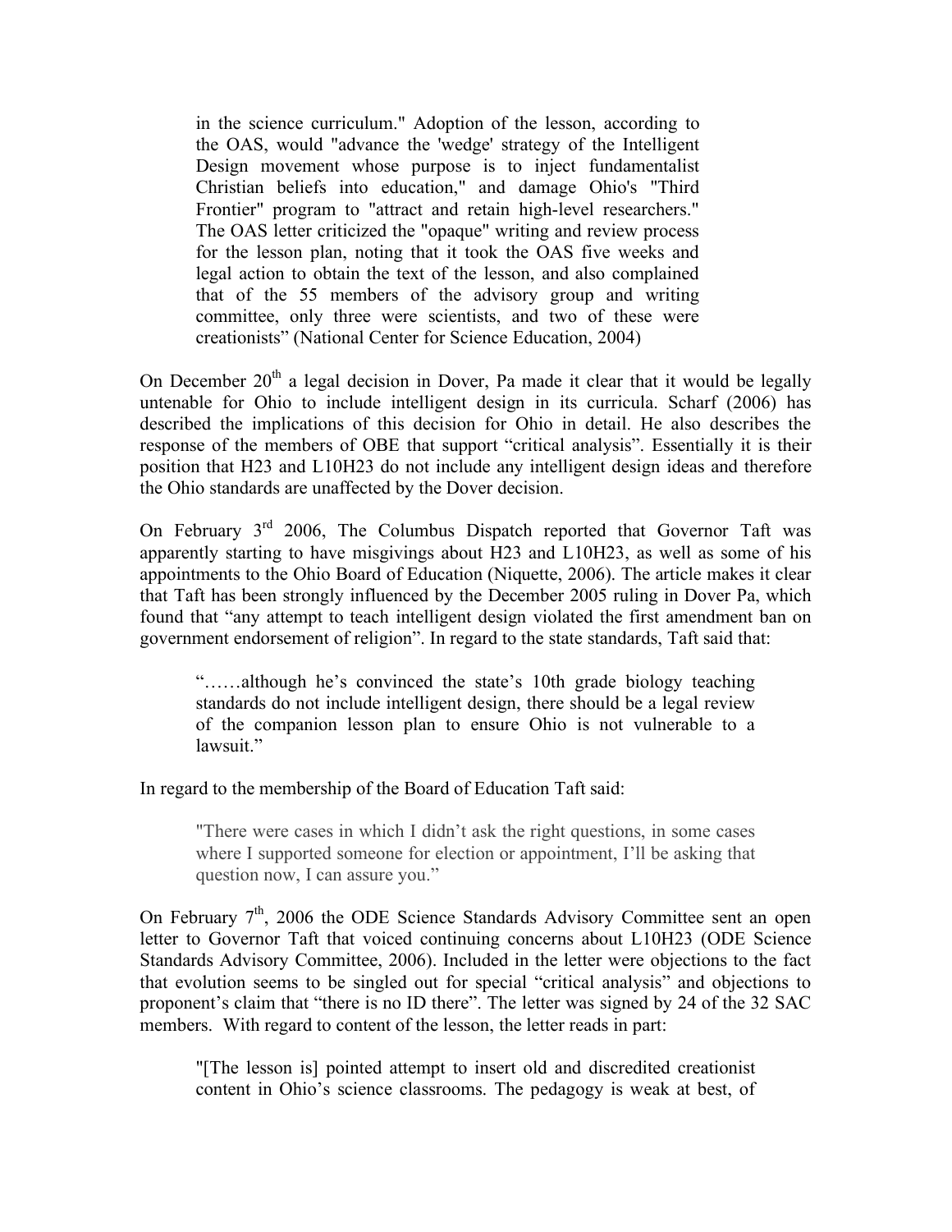> in the science curriculum." Adoption of the lesson, according to the OAS, would "advance the 'wedge' strategy of the Intelligent Design movement whose purpose is to inject fundamentalist Christian beliefs into education," and damage Ohio's "Third Frontier" program to "attract and retain high-level researchers." The OAS letter criticized the "opaque" writing and review process for the lesson plan, noting that it took the OAS five weeks and legal action to obtain the text of the lesson, and also complained that of the 55 members of the advisory group and writing committee, only three were scientists, and two of these were creationists" (National Center for Science Education, 2004)

On December 20th a legal decision in Dover, Pa made it clear that it would be legally untenable for Ohio to include intelligent design in its curricula. Scharf (2006) has described the implications of this decision for Ohio in detail. He also describes the response of the members of OBE that support "critical analysis". Essentially it is their position that H23 and L10H23 do not include any intelligent design ideas and therefore the Ohio standards are unaffected by the Dover decision.

On February 3rd 2006, The Columbus Dispatch reported that Governor Taft was apparently starting to have misgivings about H23 and L10H23, as well as some of his appointments to the Ohio Board of Education (Niquette, 2006). The article makes it clear that Taft has been strongly influenced by the December 2005 ruling in Dover Pa, which found that "any attempt to teach intelligent design violated the first amendment ban on government endorsement of religion". In regard to the state standards, Taft said that:

> "……although he's convinced the state's 10th grade biology teaching standards do not include intelligent design, there should be a legal review of the companion lesson plan to ensure Ohio is not vulnerable to a lawsuit."

In regard to the membership of the Board of Education Taft said:

> "There were cases in which I didn't ask the right questions, in some cases where I supported someone for election or appointment, I'll be asking that question now, I can assure you."

On February 7th, 2006 the ODE Science Standards Advisory Committee sent an open letter to Governor Taft that voiced continuing concerns about L10H23 (ODE Science Standards Advisory Committee, 2006). Included in the letter were objections to the fact that evolution seems to be singled out for special "critical analysis" and objections to proponent's claim that "there is no ID there". The letter was signed by 24 of the 32 SAC members. With regard to content of the lesson, the letter reads in part:

> "[The lesson is] pointed attempt to insert old and discredited creationist content in Ohio's science classrooms. The pedagogy is weak at best, of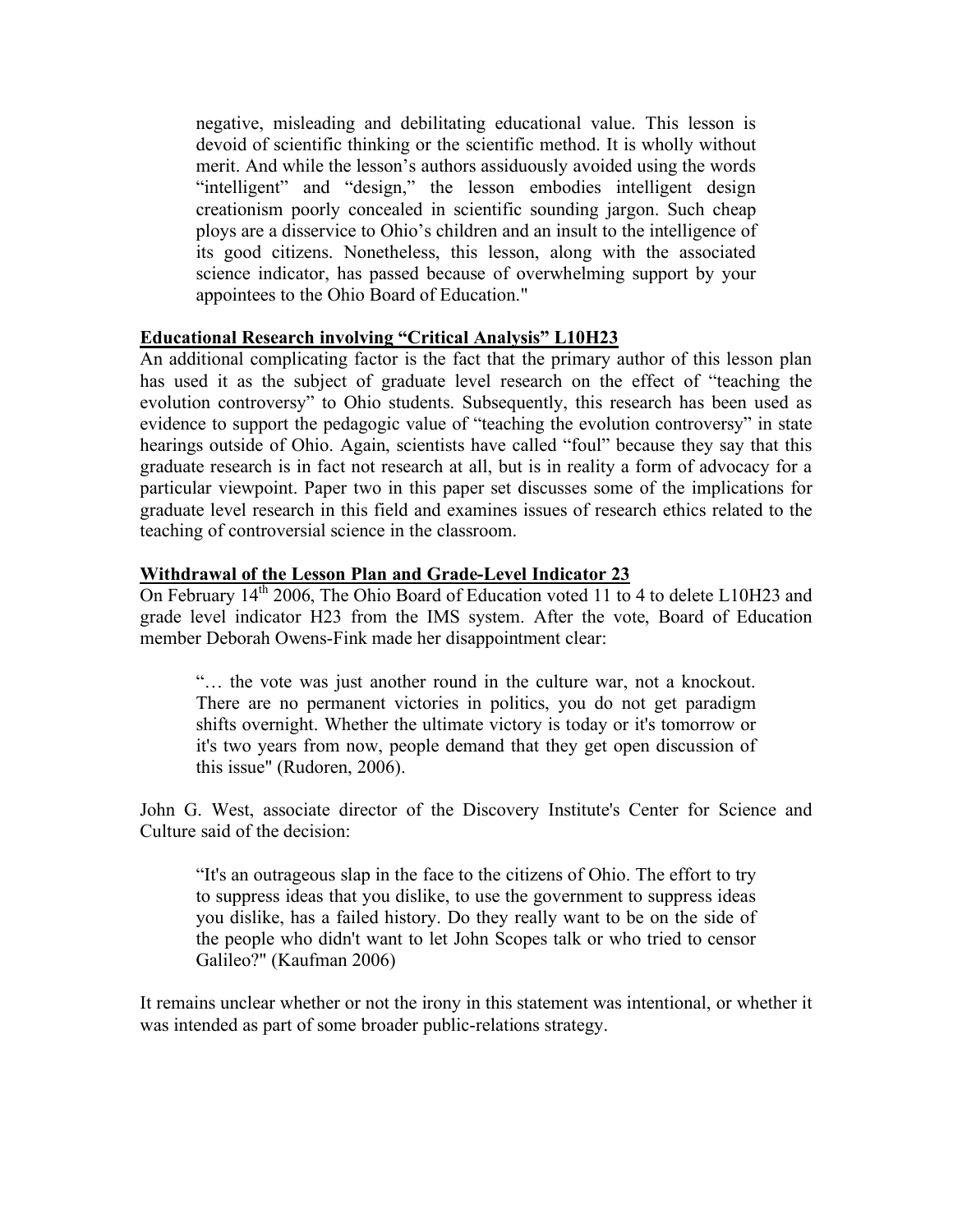> negative, misleading and debilitating educational value. This lesson is devoid of scientific thinking or the scientific method. It is wholly without merit. And while the lesson's authors assiduously avoided using the words "intelligent" and "design," the lesson embodies intelligent design creationism poorly concealed in scientific sounding jargon. Such cheap ploys are a disservice to Ohio's children and an insult to the intelligence of its good citizens. Nonetheless, this lesson, along with the associated science indicator, has passed because of overwhelming support by your appointees to the Ohio Board of Education."

**Educational Research involving "Critical Analysis" L10H23**

An additional complicating factor is the fact that the primary author of this lesson plan has used it as the subject of graduate level research on the effect of "teaching the evolution controversy" to Ohio students. Subsequently, this research has been used as evidence to support the pedagogic value of "teaching the evolution controversy" in state hearings outside of Ohio. Again, scientists have called "foul" because they say that this graduate research is in fact not research at all, but is in reality a form of advocacy for a particular viewpoint. Paper two in this paper set discusses some of the implications for graduate level research in this field and examines issues of research ethics related to the teaching of controversial science in the classroom.

**Withdrawal of the Lesson Plan and Grade-Level Indicator 23**

On February 14th 2006, The Ohio Board of Education voted 11 to 4 to delete L10H23 and grade level indicator H23 from the IMS system. After the vote, Board of Education member Deborah Owens-Fink made her disappointment clear:

> "… the vote was just another round in the culture war, not a knockout. There are no permanent victories in politics, you do not get paradigm shifts overnight. Whether the ultimate victory is today or it's tomorrow or it's two years from now, people demand that they get open discussion of this issue" (Rudoren, 2006).

John G. West, associate director of the Discovery Institute's Center for Science and Culture said of the decision:

> "It's an outrageous slap in the face to the citizens of Ohio. The effort to try to suppress ideas that you dislike, to use the government to suppress ideas you dislike, has a failed history. Do they really want to be on the side of the people who didn't want to let John Scopes talk or who tried to censor Galileo?" (Kaufman 2006)

It remains unclear whether or not the irony in this statement was intentional, or whether it was intended as part of some broader public-relations strategy.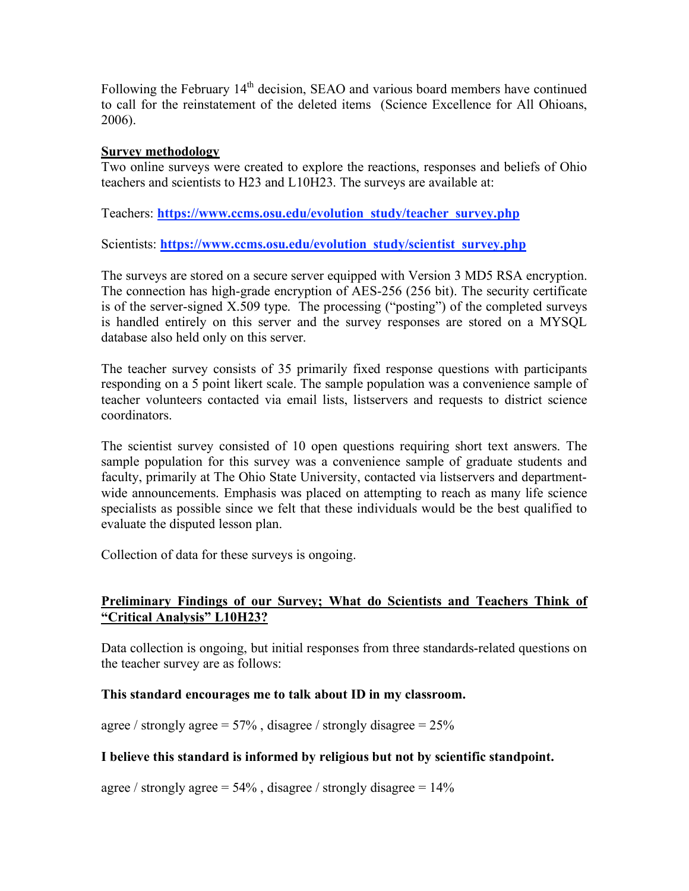Following the February 14th decision, SEAO and various board members have continued to call for the reinstatement of the deleted items (Science Excellence for All Ohioans, 2006).

## Survey methodology

Two online surveys were created to explore the reactions, responses and beliefs of Ohio teachers and scientists to H23 and L10H23. The surveys are available at:

Teachers: **https://www.ccms.osu.edu/evolution_study/teacher_survey.php**

Scientists: **https://www.ccms.osu.edu/evolution_study/scientist_survey.php**

The surveys are stored on a secure server equipped with Version 3 MD5 RSA encryption. The connection has high-grade encryption of AES-256 (256 bit). The security certificate is of the server-signed X.509 type. The processing ("posting") of the completed surveys is handled entirely on this server and the survey responses are stored on a MYSQL database also held only on this server.

The teacher survey consists of 35 primarily fixed response questions with participants responding on a 5 point likert scale. The sample population was a convenience sample of teacher volunteers contacted via email lists, listservers and requests to district science coordinators.

The scientist survey consisted of 10 open questions requiring short text answers. The sample population for this survey was a convenience sample of graduate students and faculty, primarily at The Ohio State University, contacted via listservers and department-wide announcements. Emphasis was placed on attempting to reach as many life science specialists as possible since we felt that these individuals would be the best qualified to evaluate the disputed lesson plan.

Collection of data for these surveys is ongoing.

## Preliminary Findings of our Survey; What do Scientists and Teachers Think of "Critical Analysis" L10H23?

Data collection is ongoing, but initial responses from three standards-related questions on the teacher survey are as follows:

**This standard encourages me to talk about ID in my classroom.**

agree / strongly agree = 57% , disagree / strongly disagree = 25%

**I believe this standard is informed by religious but not by scientific standpoint.**

agree / strongly agree = 54% , disagree / strongly disagree = 14%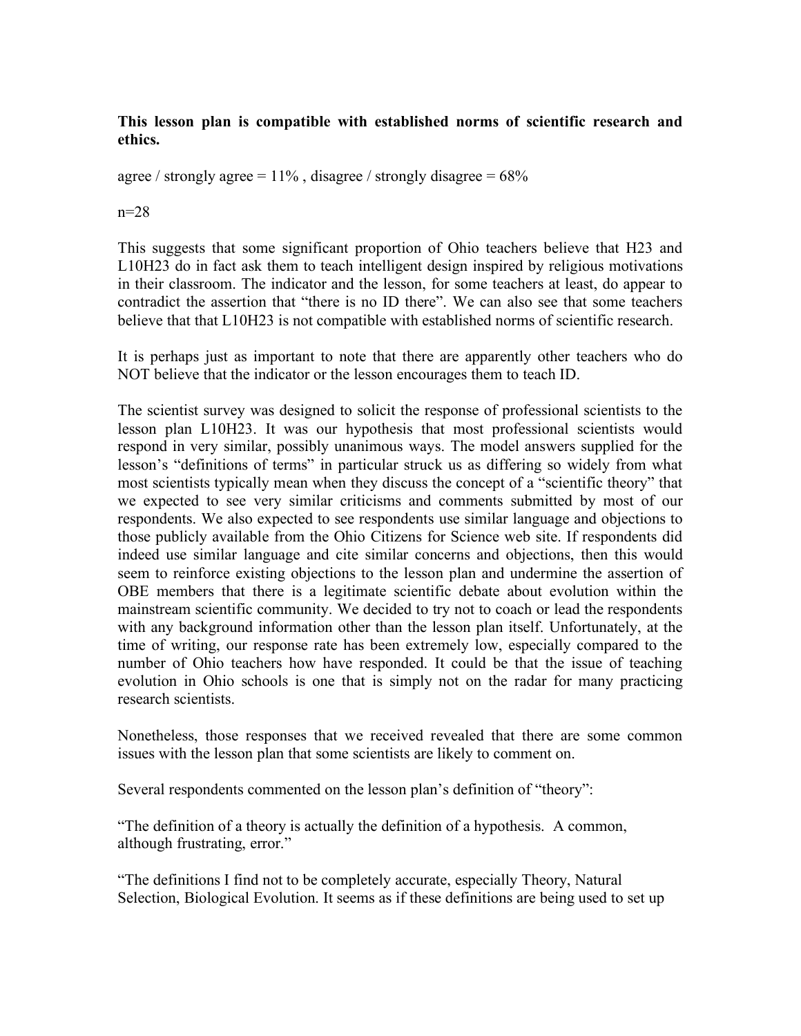**This lesson plan is compatible with established norms of scientific research and ethics.**

agree / strongly agree = 11% , disagree / strongly disagree = 68%

n=28

This suggests that some significant proportion of Ohio teachers believe that H23 and L10H23 do in fact ask them to teach intelligent design inspired by religious motivations in their classroom. The indicator and the lesson, for some teachers at least, do appear to contradict the assertion that "there is no ID there". We can also see that some teachers believe that that L10H23 is not compatible with established norms of scientific research.

It is perhaps just as important to note that there are apparently other teachers who do NOT believe that the indicator or the lesson encourages them to teach ID.

The scientist survey was designed to solicit the response of professional scientists to the lesson plan L10H23. It was our hypothesis that most professional scientists would respond in very similar, possibly unanimous ways. The model answers supplied for the lesson's "definitions of terms" in particular struck us as differing so widely from what most scientists typically mean when they discuss the concept of a "scientific theory" that we expected to see very similar criticisms and comments submitted by most of our respondents. We also expected to see respondents use similar language and objections to those publicly available from the Ohio Citizens for Science web site. If respondents did indeed use similar language and cite similar concerns and objections, then this would seem to reinforce existing objections to the lesson plan and undermine the assertion of OBE members that there is a legitimate scientific debate about evolution within the mainstream scientific community. We decided to try not to coach or lead the respondents with any background information other than the lesson plan itself. Unfortunately, at the time of writing, our response rate has been extremely low, especially compared to the number of Ohio teachers how have responded. It could be that the issue of teaching evolution in Ohio schools is one that is simply not on the radar for many practicing research scientists.

Nonetheless, those responses that we received revealed that there are some common issues with the lesson plan that some scientists are likely to comment on.

Several respondents commented on the lesson plan's definition of "theory":

"The definition of a theory is actually the definition of a hypothesis. A common, although frustrating, error."

"The definitions I find not to be completely accurate, especially Theory, Natural Selection, Biological Evolution. It seems as if these definitions are being used to set up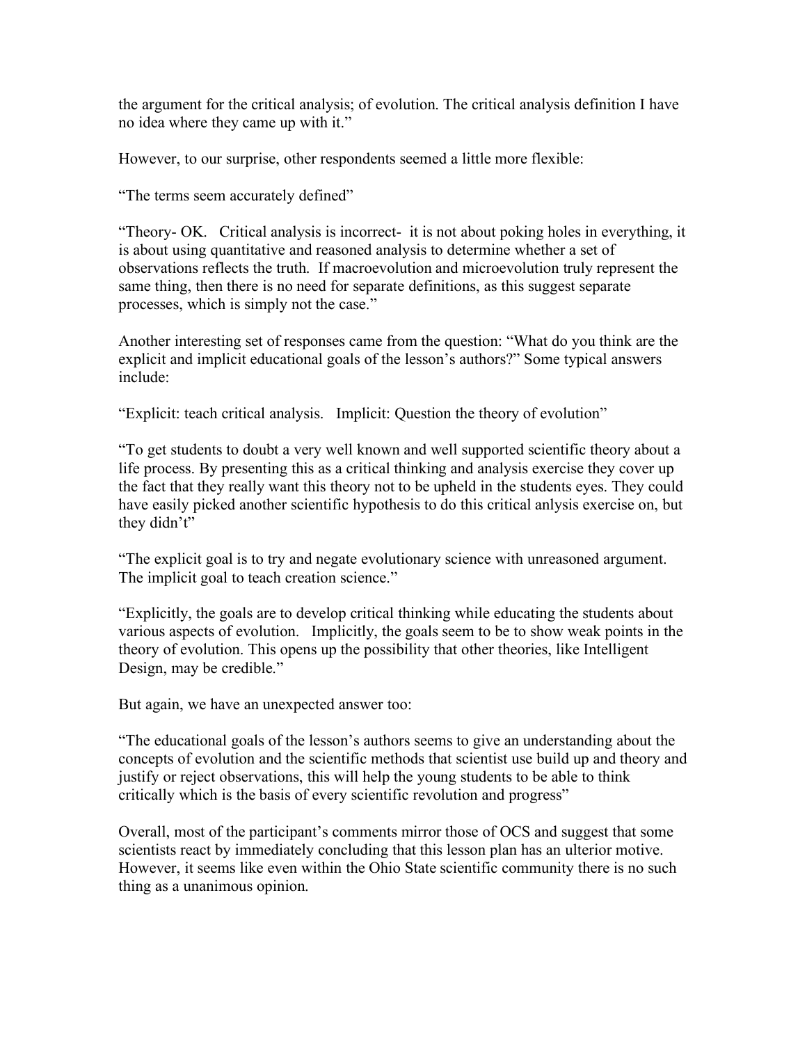the argument for the critical analysis; of evolution. The critical analysis definition I have no idea where they came up with it."

However, to our surprise, other respondents seemed a little more flexible:

"The terms seem accurately defined"

"Theory- OK. Critical analysis is incorrect- it is not about poking holes in everything, it is about using quantitative and reasoned analysis to determine whether a set of observations reflects the truth. If macroevolution and microevolution truly represent the same thing, then there is no need for separate definitions, as this suggest separate processes, which is simply not the case."

Another interesting set of responses came from the question: "What do you think are the explicit and implicit educational goals of the lesson's authors?" Some typical answers include:

"Explicit: teach critical analysis. Implicit: Question the theory of evolution"

"To get students to doubt a very well known and well supported scientific theory about a life process. By presenting this as a critical thinking and analysis exercise they cover up the fact that they really want this theory not to be upheld in the students eyes. They could have easily picked another scientific hypothesis to do this critical anlysis exercise on, but they didn't"

"The explicit goal is to try and negate evolutionary science with unreasoned argument. The implicit goal to teach creation science."

"Explicitly, the goals are to develop critical thinking while educating the students about various aspects of evolution. Implicitly, the goals seem to be to show weak points in the theory of evolution. This opens up the possibility that other theories, like Intelligent Design, may be credible."

But again, we have an unexpected answer too:

"The educational goals of the lesson's authors seems to give an understanding about the concepts of evolution and the scientific methods that scientist use build up and theory and justify or reject observations, this will help the young students to be able to think critically which is the basis of every scientific revolution and progress"

Overall, most of the participant's comments mirror those of OCS and suggest that some scientists react by immediately concluding that this lesson plan has an ulterior motive. However, it seems like even within the Ohio State scientific community there is no such thing as a unanimous opinion.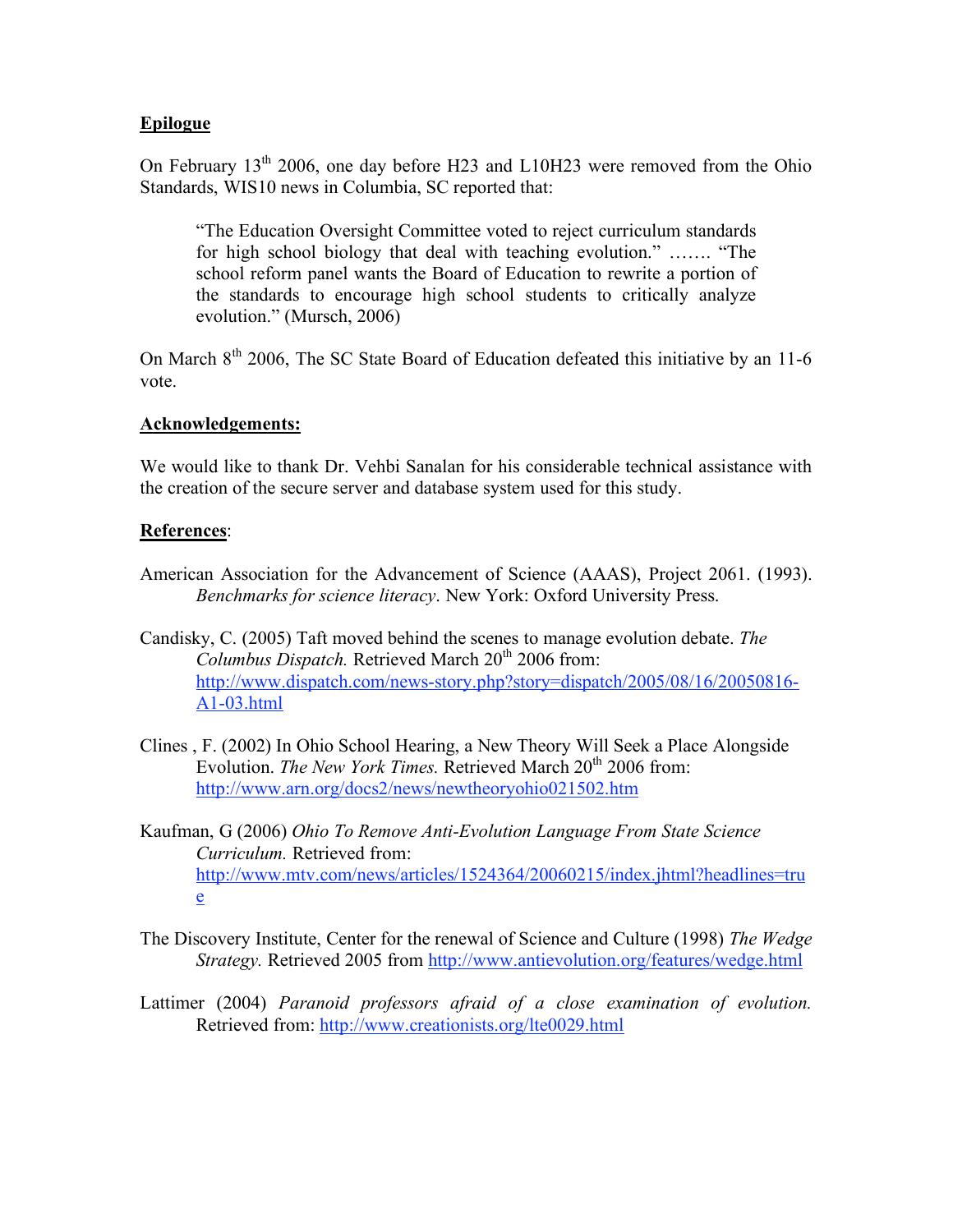## Epilogue

On February 13th 2006, one day before H23 and L10H23 were removed from the Ohio Standards, WIS10 news in Columbia, SC reported that:

> "The Education Oversight Committee voted to reject curriculum standards for high school biology that deal with teaching evolution." ……. "The school reform panel wants the Board of Education to rewrite a portion of the standards to encourage high school students to critically analyze evolution." (Mursch, 2006)

On March 8th 2006, The SC State Board of Education defeated this initiative by an 11-6 vote.

## Acknowledgements:

We would like to thank Dr. Vehbi Sanalan for his considerable technical assistance with the creation of the secure server and database system used for this study.

## References:

American Association for the Advancement of Science (AAAS), Project 2061. (1993). *Benchmarks for science literacy*. New York: Oxford University Press.

Candisky, C. (2005) Taft moved behind the scenes to manage evolution debate. *The Columbus Dispatch.* Retrieved March 20th 2006 from: http://www.dispatch.com/news-story.php?story=dispatch/2005/08/16/20050816-A1-03.html

Clines , F. (2002) In Ohio School Hearing, a New Theory Will Seek a Place Alongside Evolution. *The New York Times.* Retrieved March 20th 2006 from: http://www.arn.org/docs2/news/newtheoryohio021502.htm

Kaufman, G (2006) *Ohio To Remove Anti-Evolution Language From State Science Curriculum.* Retrieved from: http://www.mtv.com/news/articles/1524364/20060215/index.jhtml?headlines=true

The Discovery Institute, Center for the renewal of Science and Culture (1998) *The Wedge Strategy.* Retrieved 2005 from http://www.antievolution.org/features/wedge.html

Lattimer (2004) *Paranoid professors afraid of a close examination of evolution.* Retrieved from: http://www.creationists.org/lte0029.html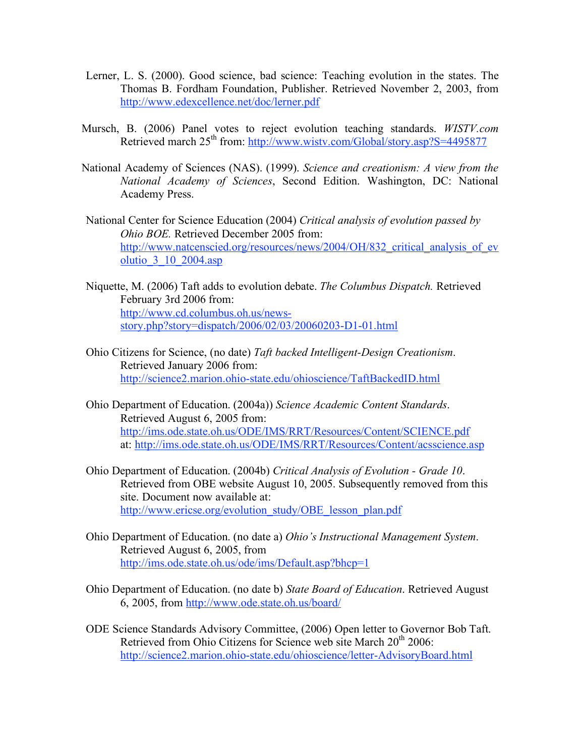Lerner, L. S. (2000). Good science, bad science: Teaching evolution in the states. The Thomas B. Fordham Foundation, Publisher. Retrieved November 2, 2003, from http://www.edexcellence.net/doc/lerner.pdf

Mursch, B. (2006) Panel votes to reject evolution teaching standards. *WISTV.com* Retrieved march 25th from: http://www.wistv.com/Global/story.asp?S=4495877

National Academy of Sciences (NAS). (1999). *Science and creationism: A view from the National Academy of Sciences*, Second Edition. Washington, DC: National Academy Press.

National Center for Science Education (2004) *Critical analysis of evolution passed by Ohio BOE.* Retrieved December 2005 from: http://www.natcenscied.org/resources/news/2004/OH/832_critical_analysis_of_evolutio_3_10_2004.asp

Niquette, M. (2006) Taft adds to evolution debate. *The Columbus Dispatch.* Retrieved February 3rd 2006 from: http://www.cd.columbus.oh.us/news-story.php?story=dispatch/2006/02/03/20060203-D1-01.html

Ohio Citizens for Science, (no date) *Taft backed Intelligent-Design Creationism*. Retrieved January 2006 from: http://science2.marion.ohio-state.edu/ohioscience/TaftBackedID.html

Ohio Department of Education. (2004a)) *Science Academic Content Standards*. Retrieved August 6, 2005 from: http://ims.ode.state.oh.us/ODE/IMS/RRT/Resources/Content/SCIENCE.pdf at: http://ims.ode.state.oh.us/ODE/IMS/RRT/Resources/Content/acsscience.asp

Ohio Department of Education. (2004b) *Critical Analysis of Evolution - Grade 10*. Retrieved from OBE website August 10, 2005. Subsequently removed from this site. Document now available at: http://www.ericse.org/evolution_study/OBE_lesson_plan.pdf

Ohio Department of Education. (no date a) *Ohio's Instructional Management System*. Retrieved August 6, 2005, from http://ims.ode.state.oh.us/ode/ims/Default.asp?bhcp=1

Ohio Department of Education. (no date b) *State Board of Education*. Retrieved August 6, 2005, from http://www.ode.state.oh.us/board/

ODE Science Standards Advisory Committee, (2006) Open letter to Governor Bob Taft. Retrieved from Ohio Citizens for Science web site March 20th 2006: http://science2.marion.ohio-state.edu/ohioscience/letter-AdvisoryBoard.html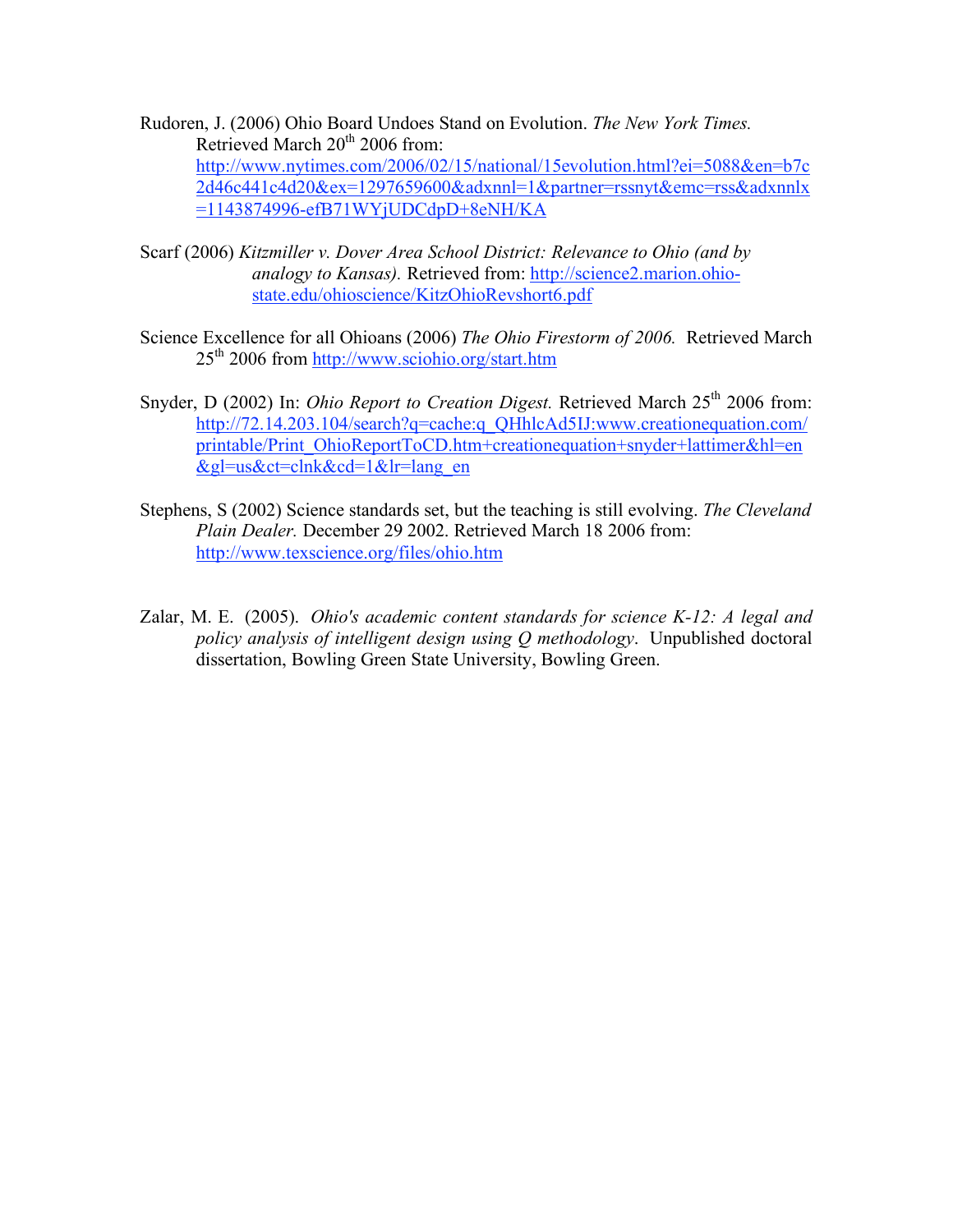Rudoren, J. (2006) Ohio Board Undoes Stand on Evolution. *The New York Times.* Retrieved March 20th 2006 from: http://www.nytimes.com/2006/02/15/national/15evolution.html?ei=5088&en=b7c2d46c441c4d20&ex=1297659600&adxnnl=1&partner=rssnyt&emc=rss&adxnnlx=1143874996-efB71WYjUDCdpD+8eNH/KA

Scarf (2006) *Kitzmiller v. Dover Area School District: Relevance to Ohio (and by analogy to Kansas).* Retrieved from: http://science2.marion.ohio-state.edu/ohioscience/KitzOhioRevshort6.pdf

Science Excellence for all Ohioans (2006) *The Ohio Firestorm of 2006.* Retrieved March 25th 2006 from http://www.sciohio.org/start.htm

Snyder, D (2002) In: *Ohio Report to Creation Digest.* Retrieved March 25th 2006 from: http://72.14.203.104/search?q=cache:q_QHhlcAd5IJ:www.creationequation.com/printable/Print_OhioReportToCD.htm+creationequation+snyder+lattimer&hl=en&gl=us&ct=clnk&cd=1&lr=lang_en

Stephens, S (2002) Science standards set, but the teaching is still evolving. *The Cleveland Plain Dealer.* December 29 2002. Retrieved March 18 2006 from: http://www.texscience.org/files/ohio.htm

Zalar, M. E. (2005). *Ohio's academic content standards for science K-12: A legal and policy analysis of intelligent design using Q methodology*. Unpublished doctoral dissertation, Bowling Green State University, Bowling Green.